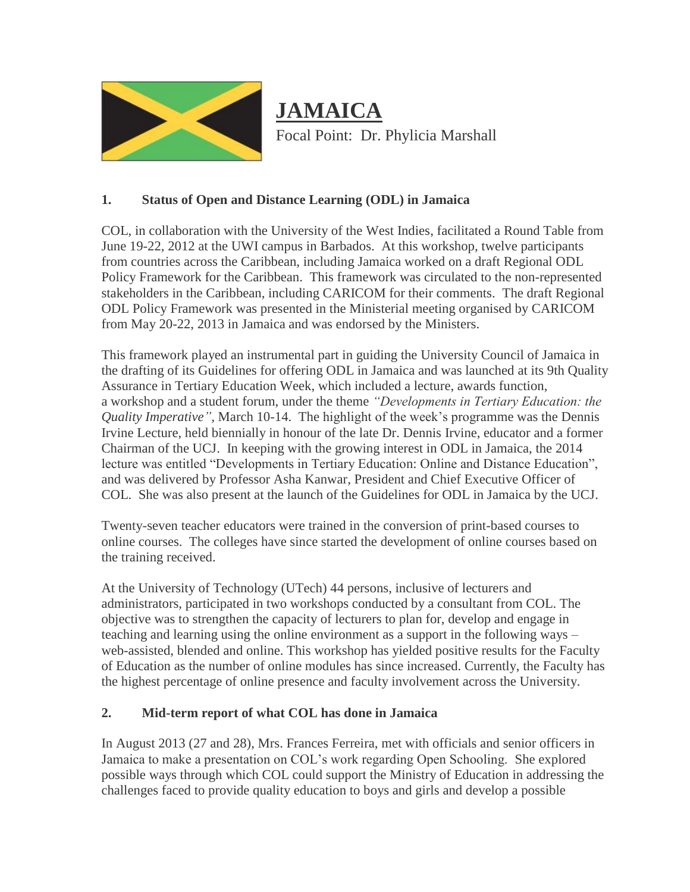# JAMAICA

Focal Point: Dr. Phylicia Marshall

## 1. Status of Open and Distance Learning (ODL) in Jamaica

COL, in collaboration with the University of the West Indies, facilitated a Round Table from June 19-22, 2012 at the UWI campus in Barbados. At this workshop, twelve participants from countries across the Caribbean, including Jamaica worked on a draft Regional ODL Policy Framework for the Caribbean. This framework was circulated to the non-represented stakeholders in the Caribbean, including CARICOM for their comments. The draft Regional ODL Policy Framework was presented in the Ministerial meeting organised by CARICOM from May 20-22, 2013 in Jamaica and was endorsed by the Ministers.

This framework played an instrumental part in guiding the University Council of Jamaica in the drafting of its Guidelines for offering ODL in Jamaica and was launched at its 9th Quality Assurance in Tertiary Education Week, which included a lecture, awards function, a workshop and a student forum, under the theme *"Developments in Tertiary Education: the Quality Imperative"*, March 10-14. The highlight of the week's programme was the Dennis Irvine Lecture, held biennially in honour of the late Dr. Dennis Irvine, educator and a former Chairman of the UCJ. In keeping with the growing interest in ODL in Jamaica, the 2014 lecture was entitled "Developments in Tertiary Education: Online and Distance Education", and was delivered by Professor Asha Kanwar, President and Chief Executive Officer of COL. She was also present at the launch of the Guidelines for ODL in Jamaica by the UCJ.

Twenty-seven teacher educators were trained in the conversion of print-based courses to online courses. The colleges have since started the development of online courses based on the training received.

At the University of Technology (UTech) 44 persons, inclusive of lecturers and administrators, participated in two workshops conducted by a consultant from COL. The objective was to strengthen the capacity of lecturers to plan for, develop and engage in teaching and learning using the online environment as a support in the following ways – web-assisted, blended and online. This workshop has yielded positive results for the Faculty of Education as the number of online modules has since increased. Currently, the Faculty has the highest percentage of online presence and faculty involvement across the University.

## 2. Mid-term report of what COL has done in Jamaica

In August 2013 (27 and 28), Mrs. Frances Ferreira, met with officials and senior officers in Jamaica to make a presentation on COL's work regarding Open Schooling. She explored possible ways through which COL could support the Ministry of Education in addressing the challenges faced to provide quality education to boys and girls and develop a possible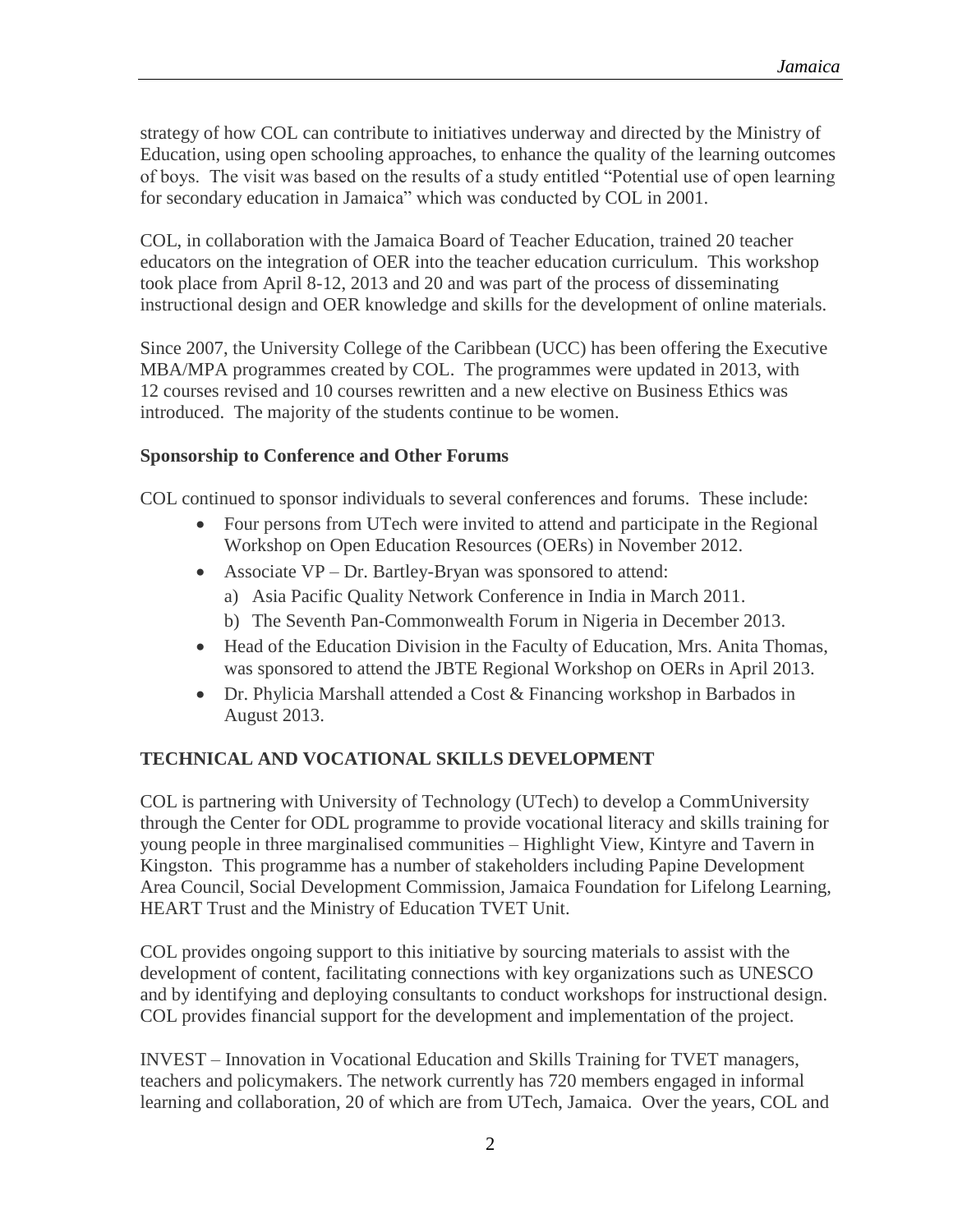strategy of how COL can contribute to initiatives underway and directed by the Ministry of Education, using open schooling approaches, to enhance the quality of the learning outcomes of boys. The visit was based on the results of a study entitled "Potential use of open learning for secondary education in Jamaica" which was conducted by COL in 2001.

COL, in collaboration with the Jamaica Board of Teacher Education, trained 20 teacher educators on the integration of OER into the teacher education curriculum. This workshop took place from April 8-12, 2013 and 20 and was part of the process of disseminating instructional design and OER knowledge and skills for the development of online materials.

Since 2007, the University College of the Caribbean (UCC) has been offering the Executive MBA/MPA programmes created by COL. The programmes were updated in 2013, with 12 courses revised and 10 courses rewritten and a new elective on Business Ethics was introduced. The majority of the students continue to be women.

**Sponsorship to Conference and Other Forums**

COL continued to sponsor individuals to several conferences and forums. These include:

- Four persons from UTech were invited to attend and participate in the Regional Workshop on Open Education Resources (OERs) in November 2012.
- Associate VP – Dr. Bartley-Bryan was sponsored to attend:
  a) Asia Pacific Quality Network Conference in India in March 2011.
  b) The Seventh Pan-Commonwealth Forum in Nigeria in December 2013.
- Head of the Education Division in the Faculty of Education, Mrs. Anita Thomas, was sponsored to attend the JBTE Regional Workshop on OERs in April 2013.
- Dr. Phylicia Marshall attended a Cost & Financing workshop in Barbados in August 2013.

## TECHNICAL AND VOCATIONAL SKILLS DEVELOPMENT

COL is partnering with University of Technology (UTech) to develop a CommUniversity through the Center for ODL programme to provide vocational literacy and skills training for young people in three marginalised communities – Highlight View, Kintyre and Tavern in Kingston. This programme has a number of stakeholders including Papine Development Area Council, Social Development Commission, Jamaica Foundation for Lifelong Learning, HEART Trust and the Ministry of Education TVET Unit.

COL provides ongoing support to this initiative by sourcing materials to assist with the development of content, facilitating connections with key organizations such as UNESCO and by identifying and deploying consultants to conduct workshops for instructional design. COL provides financial support for the development and implementation of the project.

INVEST – Innovation in Vocational Education and Skills Training for TVET managers, teachers and policymakers. The network currently has 720 members engaged in informal learning and collaboration, 20 of which are from UTech, Jamaica. Over the years, COL and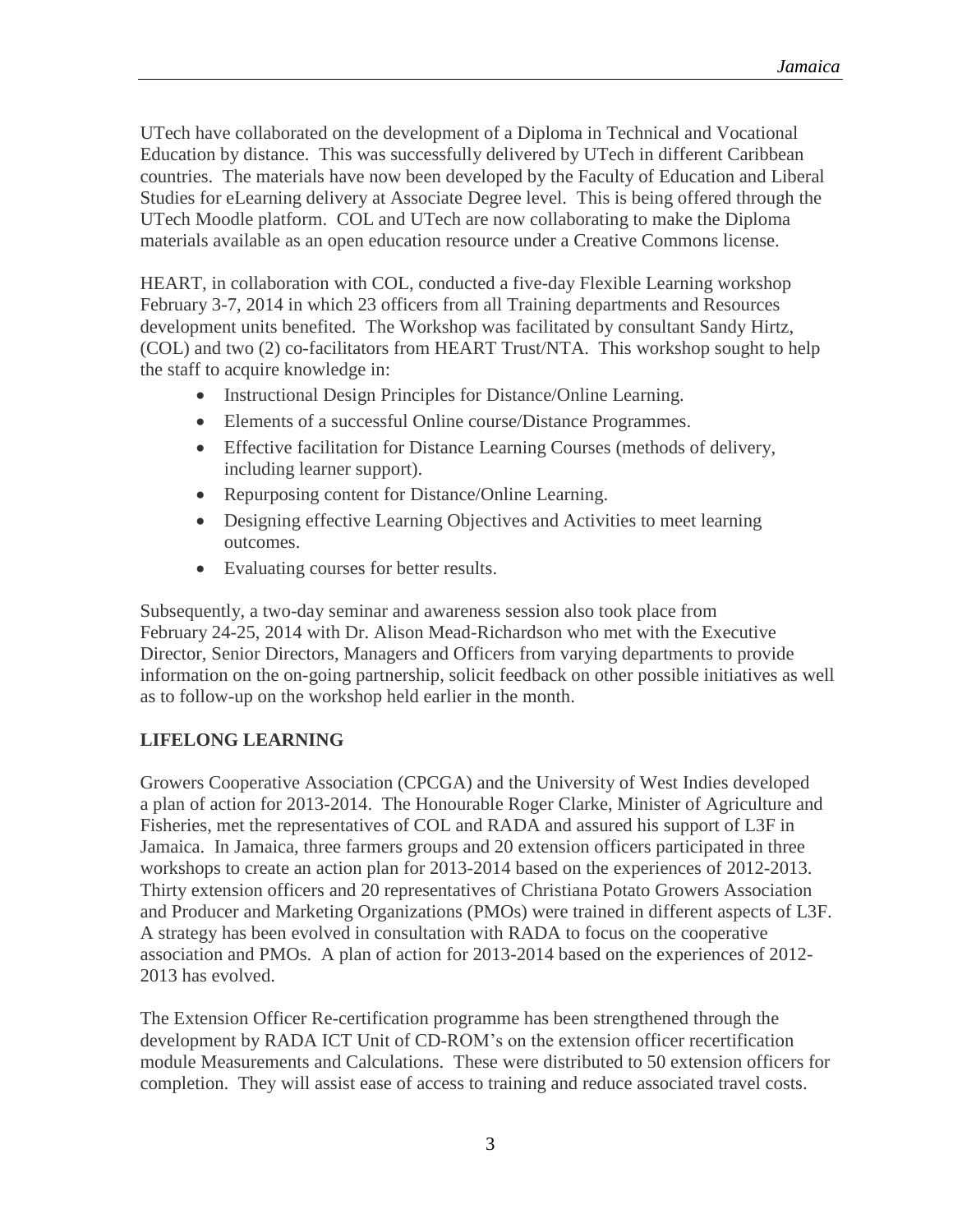UTech have collaborated on the development of a Diploma in Technical and Vocational Education by distance. This was successfully delivered by UTech in different Caribbean countries. The materials have now been developed by the Faculty of Education and Liberal Studies for eLearning delivery at Associate Degree level. This is being offered through the UTech Moodle platform. COL and UTech are now collaborating to make the Diploma materials available as an open education resource under a Creative Commons license.

HEART, in collaboration with COL, conducted a five-day Flexible Learning workshop February 3-7, 2014 in which 23 officers from all Training departments and Resources development units benefited. The Workshop was facilitated by consultant Sandy Hirtz, (COL) and two (2) co-facilitators from HEART Trust/NTA. This workshop sought to help the staff to acquire knowledge in:

- Instructional Design Principles for Distance/Online Learning.
- Elements of a successful Online course/Distance Programmes.
- Effective facilitation for Distance Learning Courses (methods of delivery, including learner support).
- Repurposing content for Distance/Online Learning.
- Designing effective Learning Objectives and Activities to meet learning outcomes.
- Evaluating courses for better results.

Subsequently, a two-day seminar and awareness session also took place from February 24-25, 2014 with Dr. Alison Mead-Richardson who met with the Executive Director, Senior Directors, Managers and Officers from varying departments to provide information on the on-going partnership, solicit feedback on other possible initiatives as well as to follow-up on the workshop held earlier in the month.

## LIFELONG LEARNING

Growers Cooperative Association (CPCGA) and the University of West Indies developed a plan of action for 2013-2014. The Honourable Roger Clarke, Minister of Agriculture and Fisheries, met the representatives of COL and RADA and assured his support of L3F in Jamaica. In Jamaica, three farmers groups and 20 extension officers participated in three workshops to create an action plan for 2013-2014 based on the experiences of 2012-2013. Thirty extension officers and 20 representatives of Christiana Potato Growers Association and Producer and Marketing Organizations (PMOs) were trained in different aspects of L3F. A strategy has been evolved in consultation with RADA to focus on the cooperative association and PMOs. A plan of action for 2013-2014 based on the experiences of 2012-2013 has evolved.

The Extension Officer Re-certification programme has been strengthened through the development by RADA ICT Unit of CD-ROM's on the extension officer recertification module Measurements and Calculations. These were distributed to 50 extension officers for completion. They will assist ease of access to training and reduce associated travel costs.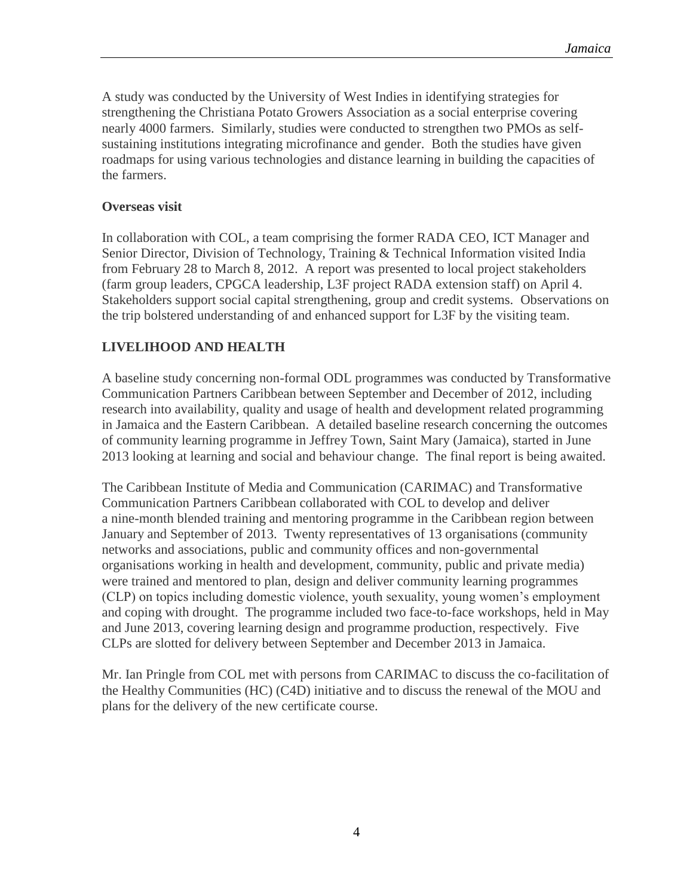A study was conducted by the University of West Indies in identifying strategies for strengthening the Christiana Potato Growers Association as a social enterprise covering nearly 4000 farmers. Similarly, studies were conducted to strengthen two PMOs as self-sustaining institutions integrating microfinance and gender. Both the studies have given roadmaps for using various technologies and distance learning in building the capacities of the farmers.

### Overseas visit

In collaboration with COL, a team comprising the former RADA CEO, ICT Manager and Senior Director, Division of Technology, Training & Technical Information visited India from February 28 to March 8, 2012. A report was presented to local project stakeholders (farm group leaders, CPGCA leadership, L3F project RADA extension staff) on April 4. Stakeholders support social capital strengthening, group and credit systems. Observations on the trip bolstered understanding of and enhanced support for L3F by the visiting team.

## LIVELIHOOD AND HEALTH

A baseline study concerning non-formal ODL programmes was conducted by Transformative Communication Partners Caribbean between September and December of 2012, including research into availability, quality and usage of health and development related programming in Jamaica and the Eastern Caribbean. A detailed baseline research concerning the outcomes of community learning programme in Jeffrey Town, Saint Mary (Jamaica), started in June 2013 looking at learning and social and behaviour change. The final report is being awaited.

The Caribbean Institute of Media and Communication (CARIMAC) and Transformative Communication Partners Caribbean collaborated with COL to develop and deliver a nine-month blended training and mentoring programme in the Caribbean region between January and September of 2013. Twenty representatives of 13 organisations (community networks and associations, public and community offices and non-governmental organisations working in health and development, community, public and private media) were trained and mentored to plan, design and deliver community learning programmes (CLP) on topics including domestic violence, youth sexuality, young women's employment and coping with drought. The programme included two face-to-face workshops, held in May and June 2013, covering learning design and programme production, respectively. Five CLPs are slotted for delivery between September and December 2013 in Jamaica.

Mr. Ian Pringle from COL met with persons from CARIMAC to discuss the co-facilitation of the Healthy Communities (HC) (C4D) initiative and to discuss the renewal of the MOU and plans for the delivery of the new certificate course.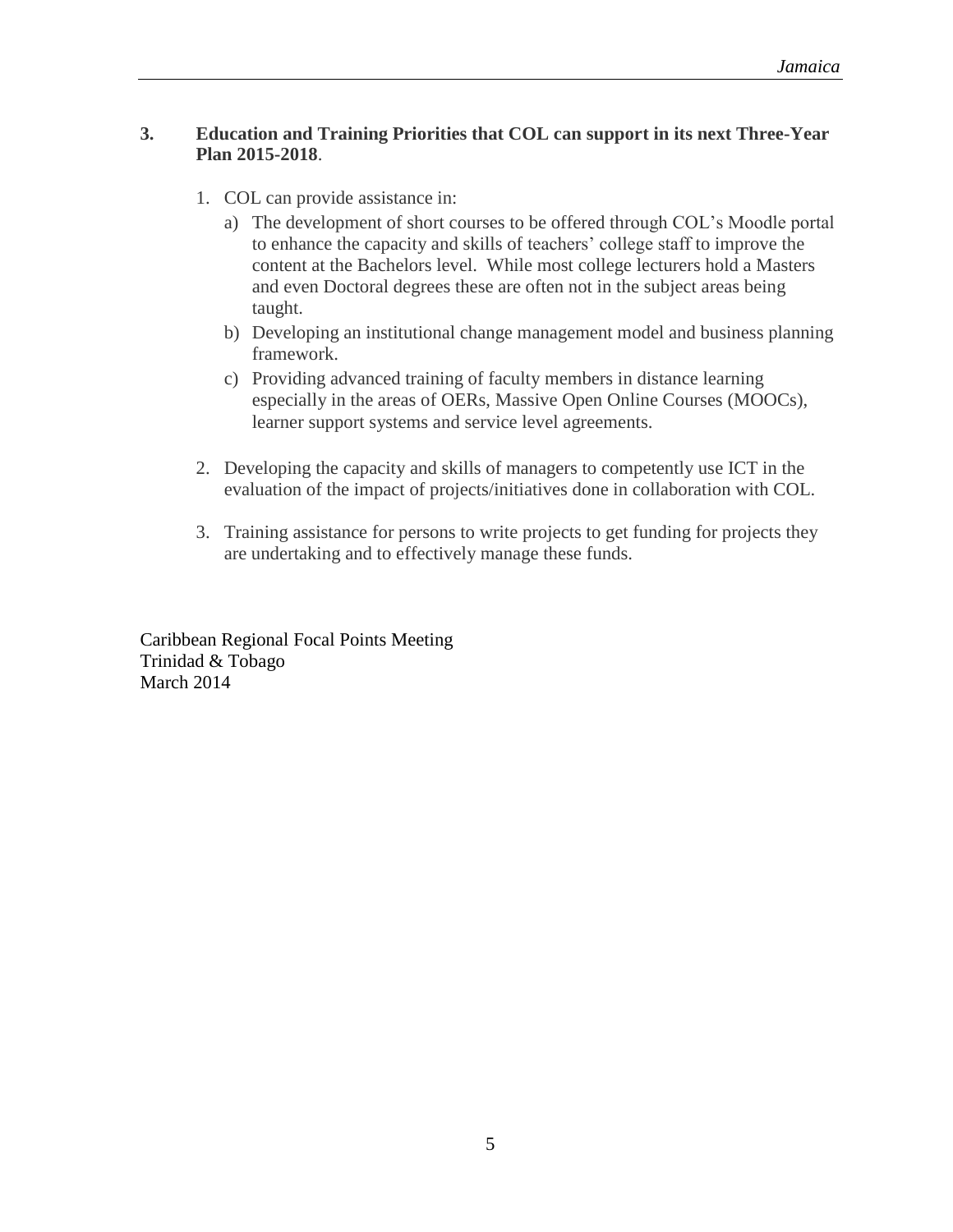### 3. Education and Training Priorities that COL can support in its next Three-Year Plan 2015-2018.

1. COL can provide assistance in:
   a) The development of short courses to be offered through COL's Moodle portal to enhance the capacity and skills of teachers' college staff to improve the content at the Bachelors level. While most college lecturers hold a Masters and even Doctoral degrees these are often not in the subject areas being taught.
   b) Developing an institutional change management model and business planning framework.
   c) Providing advanced training of faculty members in distance learning especially in the areas of OERs, Massive Open Online Courses (MOOCs), learner support systems and service level agreements.

2. Developing the capacity and skills of managers to competently use ICT in the evaluation of the impact of projects/initiatives done in collaboration with COL.

3. Training assistance for persons to write projects to get funding for projects they are undertaking and to effectively manage these funds.

Caribbean Regional Focal Points Meeting
Trinidad & Tobago
March 2014